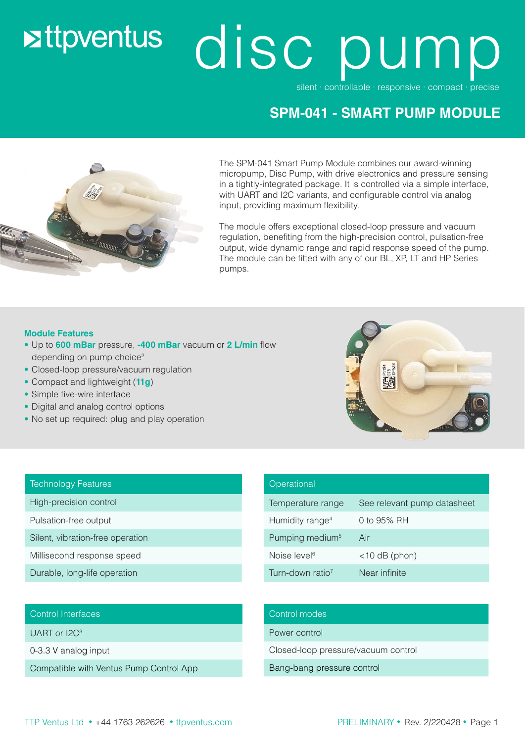# ttpventus disc pump

silent · controllable · responsive · compact · precise

## SPM-041 - SMART PUMP MODULE

The SPM-041 Smart Pump Module combines our award-winning micropump, Disc Pump, with drive electronics and pressure sensing in a tightly-integrated package. It is controlled via a simple interface, with UART and I2C variants, and configurable control via analog input, providing maximum flexibility.

The module offers exceptional closed-loop pressure and vacuum regulation, benefiting from the high-precision control, pulsation-free output, wide dynamic range and rapid response speed of the pump. The module can be fitted with any of our BL, XP, LT and HP Series pumps.

### Module Features

- Up to **600 mBar** pressure, **-400 mBar** vacuum or **2 L/min** flow depending on pump choice[2]
- Closed-loop pressure/vacuum regulation
- Compact and lightweight (**11g**)
- Simple five-wire interface
- Digital and analog control options
- No set up required: plug and play operation

| Technology Features |
|---|
| High-precision control |
| Pulsation-free output |
| Silent, vibration-free operation |
| Millisecond response speed |
| Durable, long-life operation |

| Operational | |
|---|---|
| Temperature range | See relevant pump datasheet |
| Humidity range[4] | 0 to 95% RH |
| Pumping medium[5] | Air |
| Noise level[6] | <10 dB (phon) |
| Turn-down ratio[7] | Near infinite |

| Control Interfaces |
|---|
| UART or I2C[3] |
| 0-3.3 V analog input |
| Compatible with Ventus Pump Control App |

| Control modes |
|---|
| Power control |
| Closed-loop pressure/vacuum control |
| Bang-bang pressure control |

TTP Ventus Ltd • +44 1763 262626 • ttpventus.com

PRELIMINARY • Rev. 2/220428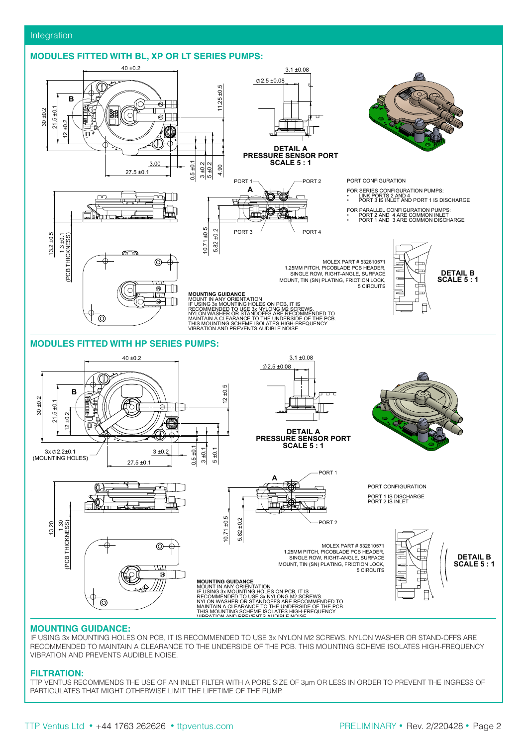## MODULES FITTED WITH BL, XP OR LT SERIES PUMPS:

40 ±0.2

B

30 ±0.2

21.5 ±0.1

12 ±0.2

11.25 ±0.5

3.00

27.5 ±0.1

0.5 ±0.1

3 ±0.2

5 ±0.2

4.90

3.1 ±0.08

∅2.5 ±0.08

**DETAIL A**
**PRESSURE SENSOR PORT**
**SCALE 5 : 1**

PORT 1

PORT 2

A

PORT 3

PORT 4

13.2 ±0.5

1.3 ±0.1 (PCB THICKNESS)

10.71 ±0.5

5.82 ±0.2

PORT CONFIGURATION

FOR SERIES CONFIGURATION PUMPS:

- LINK PORTS 2 AND 4
- PORT 3 IS INLET AND PORT 1 IS DISCHARGE

FOR PARALLEL CONFIGURATION PUMPS:

- PORT 2 AND 4 ARE COMMON INLET
- PORT 1 AND 3 ARE COMMON DISCHARGE

MOLEX PART # 532610571
1.25MM PITCH, PICOBLADE PCB HEADER, SINGLE ROW, RIGHT-ANGLE, SURFACE MOUNT, TIN (SN) PLATING, FRICTION LOCK, 5 CIRCUITS

**DETAIL B**
**SCALE 5 : 1**

**MOUNTING GUIDANCE**
MOUNT IN ANY ORIENTATION
IF USING 3x MOUNTING HOLES ON PCB, IT IS RECOMMENDED TO USE 3x NYLONG M2 SCREWS. NYLON WASHER OR STANDOFFS ARE RECOMMENDED TO MAINTAIN A CLEARANCE TO THE UNDERSIDE OF THE PCB. THIS MOUNTING SCHEME ISOLATES HIGH-FREQUENCY VIBRATION AND PREVENTS AUDIBLE NOISE

## MODULES FITTED WITH HP SERIES PUMPS:

40 ±0.2

B

30 ±0.2

21.5 ±0.1

12 ±0.2

12 ±0.5

3x∅2.2±0.1 (MOUNTING HOLES)

3 ±0.2

27.5 ±0.1

0.5 ±0.1

3 ±0.1

5 ±0.1

3.1 ±0.08

∅2.5 ±0.08

**DETAIL A**
**PRESSURE SENSOR PORT**
**SCALE 5 : 1**

A

PORT 1

PORT 2

13.20

1.30 (PCB THICKNESS)

10.71 ±0.5

5.82 ±0.2

PORT CONFIGURATION

PORT 1 IS DISCHARGE
PORT 2 IS INLET

MOLEX PART # 532610571
1.25MM PITCH, PICOBLADE PCB HEADER, SINGLE ROW, RIGHT-ANGLE, SURFACE MOUNT, TIN (SN) PLATING, FRICTION LOCK, 5 CIRCUITS

**DETAIL B**
**SCALE 5 : 1**

**MOUNTING GUIDANCE**
MOUNT IN ANY ORIENTATION
IF USING 3x MOUNTING HOLES ON PCB, IT IS RECOMMENDED TO USE 3x NYLONG M2 SCREWS. NYLON WASHER OR STANDOFFS ARE RECOMMENDED TO MAINTAIN A CLEARANCE TO THE UNDERSIDE OF THE PCB. THIS MOUNTING SCHEME ISOLATES HIGH-FREQUENCY VIBRATION AND PREVENTS AUDIBLE NOISE

## MOUNTING GUIDANCE:

IF USING 3x MOUNTING HOLES ON PCB, IT IS RECOMMENDED TO USE 3x NYLON M2 SCREWS. NYLON WASHER OR STAND-OFFS ARE RECOMMENDED TO MAINTAIN A CLEARANCE TO THE UNDERSIDE OF THE PCB. THIS MOUNTING SCHEME ISOLATES HIGH-FREQUENCY VIBRATION AND PREVENTS AUDIBLE NOISE.

## FILTRATION:

TTP VENTUS RECOMMENDS THE USE OF AN INLET FILTER WITH A PORE SIZE OF 3µm OR LESS IN ORDER TO PREVENT THE INGRESS OF PARTICULATES THAT MIGHT OTHERWISE LIMIT THE LIFETIME OF THE PUMP.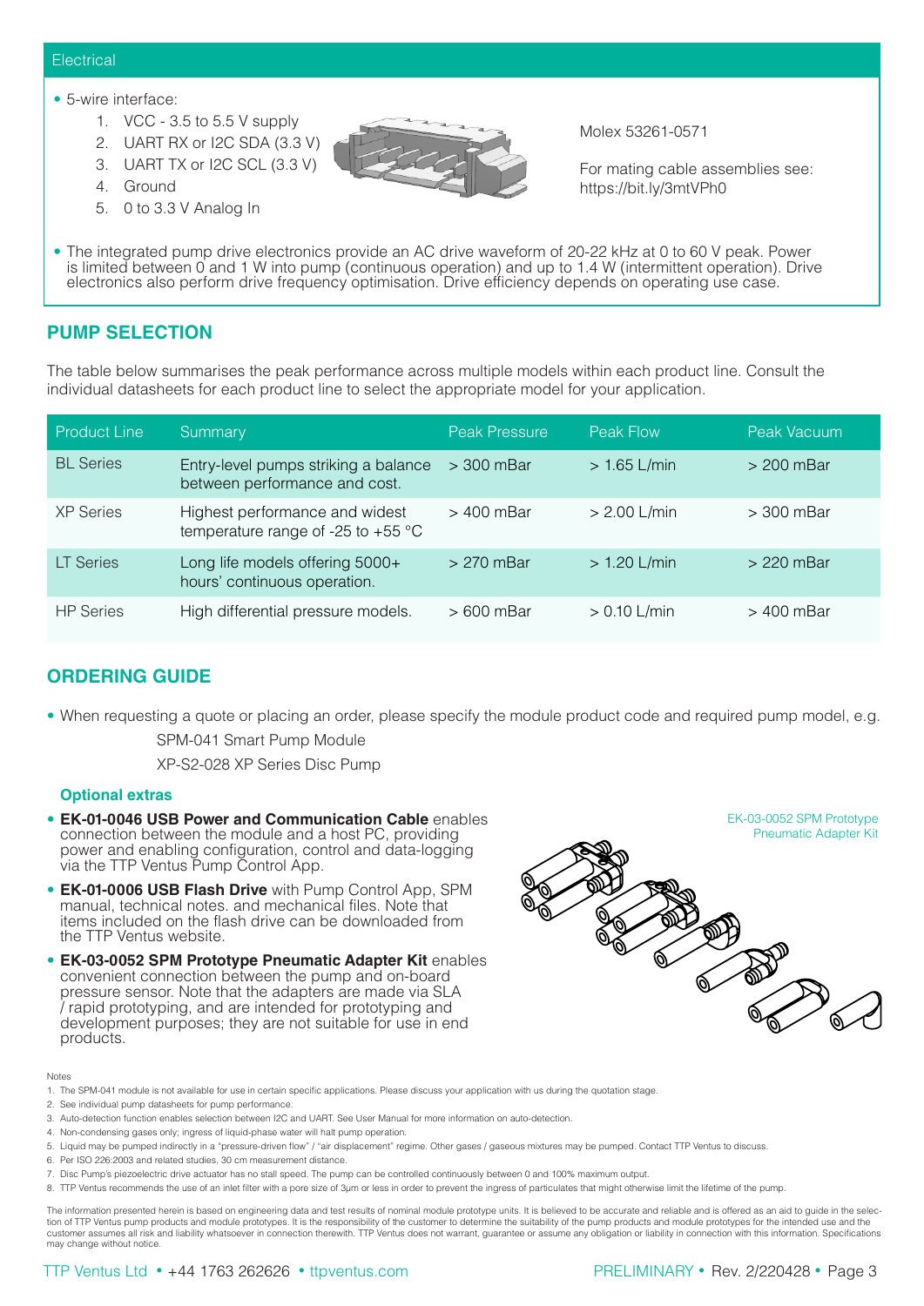## Electrical

- 5-wire interface:
  1. VCC - 3.5 to 5.5 V supply
  2. UART RX or I2C SDA (3.3 V)
  3. UART TX or I2C SCL (3.3 V)
  4. Ground
  5. 0 to 3.3 V Analog In

Molex 53261-0571

For mating cable assemblies see: https://bit.ly/3mtVPh0

- The integrated pump drive electronics provide an AC drive waveform of 20-22 kHz at 0 to 60 V peak. Power is limited between 0 and 1 W into pump (continuous operation) and up to 1.4 W (intermittent operation). Drive electronics also perform drive frequency optimisation. Drive efficiency depends on operating use case.

## PUMP SELECTION

The table below summarises the peak performance across multiple models within each product line. Consult the individual datasheets for each product line to select the appropriate model for your application.

| Product Line | Summary | Peak Pressure | Peak Flow | Peak Vacuum |
|---|---|---|---|---|
| BL Series | Entry-level pumps striking a balance between performance and cost. | > 300 mBar | > 1.65 L/min | > 200 mBar |
| XP Series | Highest performance and widest temperature range of -25 to +55 °C | > 400 mBar | > 2.00 L/min | > 300 mBar |
| LT Series | Long life models offering 5000+ hours' continuous operation. | > 270 mBar | > 1.20 L/min | > 220 mBar |
| HP Series | High differential pressure models. | > 600 mBar | > 0.10 L/min | > 400 mBar |

## ORDERING GUIDE

- When requesting a quote or placing an order, please specify the module product code and required pump model, e.g.

  SPM-041 Smart Pump Module

  XP-S2-028 XP Series Disc Pump

### Optional extras

- **EK-01-0046 USB Power and Communication Cable** enables connection between the module and a host PC, providing power and enabling configuration, control and data-logging via the TTP Ventus Pump Control App.
- **EK-01-0006 USB Flash Drive** with Pump Control App, SPM manual, technical notes. and mechanical files. Note that items included on the flash drive can be downloaded from the TTP Ventus website.
- **EK-03-0052 SPM Prototype Pneumatic Adapter Kit** enables convenient connection between the pump and on-board pressure sensor. Note that the adapters are made via SLA / rapid prototyping, and are intended for prototyping and development purposes; they are not suitable for use in end products.

EK-03-0052 SPM Prototype Pneumatic Adapter Kit

Notes

1. The SPM-041 module is not available for use in certain specific applications. Please discuss your application with us during the quotation stage.
2. See individual pump datasheets for pump performance.
3. Auto-detection function enables selection between I2C and UART. See User Manual for more information on auto-detection.
4. Non-condensing gases only; ingress of liquid-phase water will halt pump operation.
5. Liquid may be pumped indirectly in a "pressure-driven flow" / "air displacement" regime. Other gases / gaseous mixtures may be pumped. Contact TTP Ventus to discuss.
6. Per ISO 226:2003 and related studies, 30 cm measurement distance.
7. Disc Pump's piezoelectric drive actuator has no stall speed. The pump can be controlled continuously between 0 and 100% maximum output.
8. TTP Ventus recommends the use of an inlet filter with a pore size of 3μm or less in order to prevent the ingress of particulates that might otherwise limit the lifetime of the pump.

The information presented herein is based on engineering data and test results of nominal module prototype units. It is believed to be accurate and reliable and is offered as an aid to guide in the selection of TTP Ventus pump products and module prototypes. It is the responsibility of the customer to determine the suitability of the pump products and module prototypes for the intended use and the customer assumes all risk and liability whatsoever in connection therewith. TTP Ventus does not warrant, guarantee or assume any obligation or liability in connection with this information. Specifications may change without notice.

TTP Ventus Ltd • +44 1763 262626 • ttpventus.com

PRELIMINARY • Rev. 2/220428